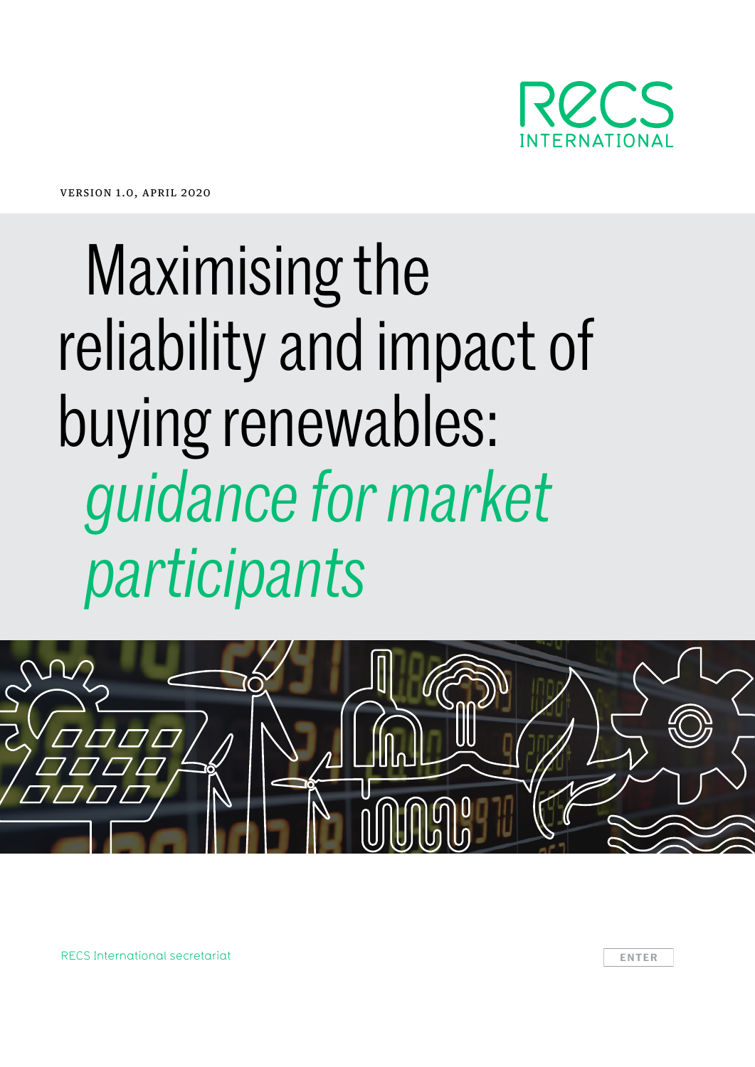RECS INTERNATIONAL

VERSION 1.0, APRIL 2020

# Maximising the reliability and impact of buying renewables: *guidance for market participants*

RECS International secretariat

ENTER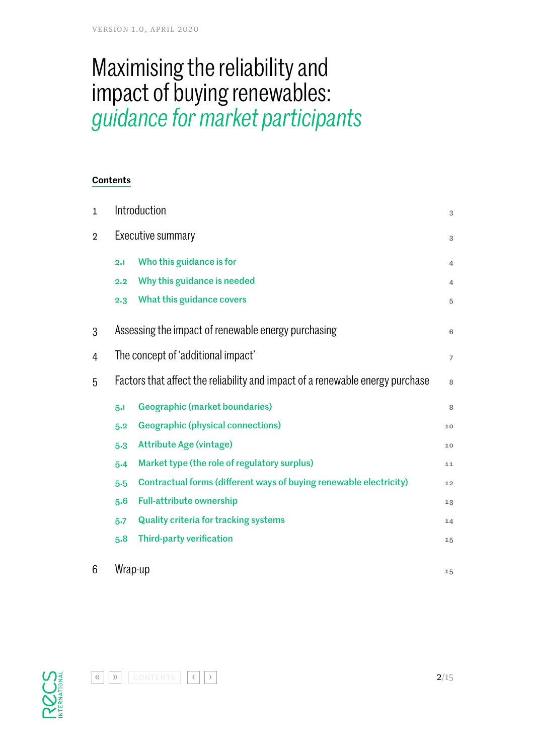VERSION 1.0, APRIL 2020

# Maximising the reliability and impact of buying renewables: *guidance for market participants*

**Contents**

| | | |
|---|---|---|
| 1 | Introduction | 3 |
| 2 | Executive summary | 3 |
| 2.1 | Who this guidance is for | 4 |
| 2.2 | Why this guidance is needed | 4 |
| 2.3 | What this guidance covers | 5 |
| 3 | Assessing the impact of renewable energy purchasing | 6 |
| 4 | The concept of 'additional impact' | 7 |
| 5 | Factors that affect the reliability and impact of a renewable energy purchase | 8 |
| 5.1 | Geographic (market boundaries) | 8 |
| 5.2 | Geographic (physical connections) | 10 |
| 5.3 | Attribute Age (vintage) | 10 |
| 5.4 | Market type (the role of regulatory surplus) | 11 |
| 5.5 | Contractual forms (different ways of buying renewable electricity) | 12 |
| 5.6 | Full-attribute ownership | 13 |
| 5.7 | Quality criteria for tracking systems | 14 |
| 5.8 | Third-party verification | 15 |
| 6 | Wrap-up | 15 |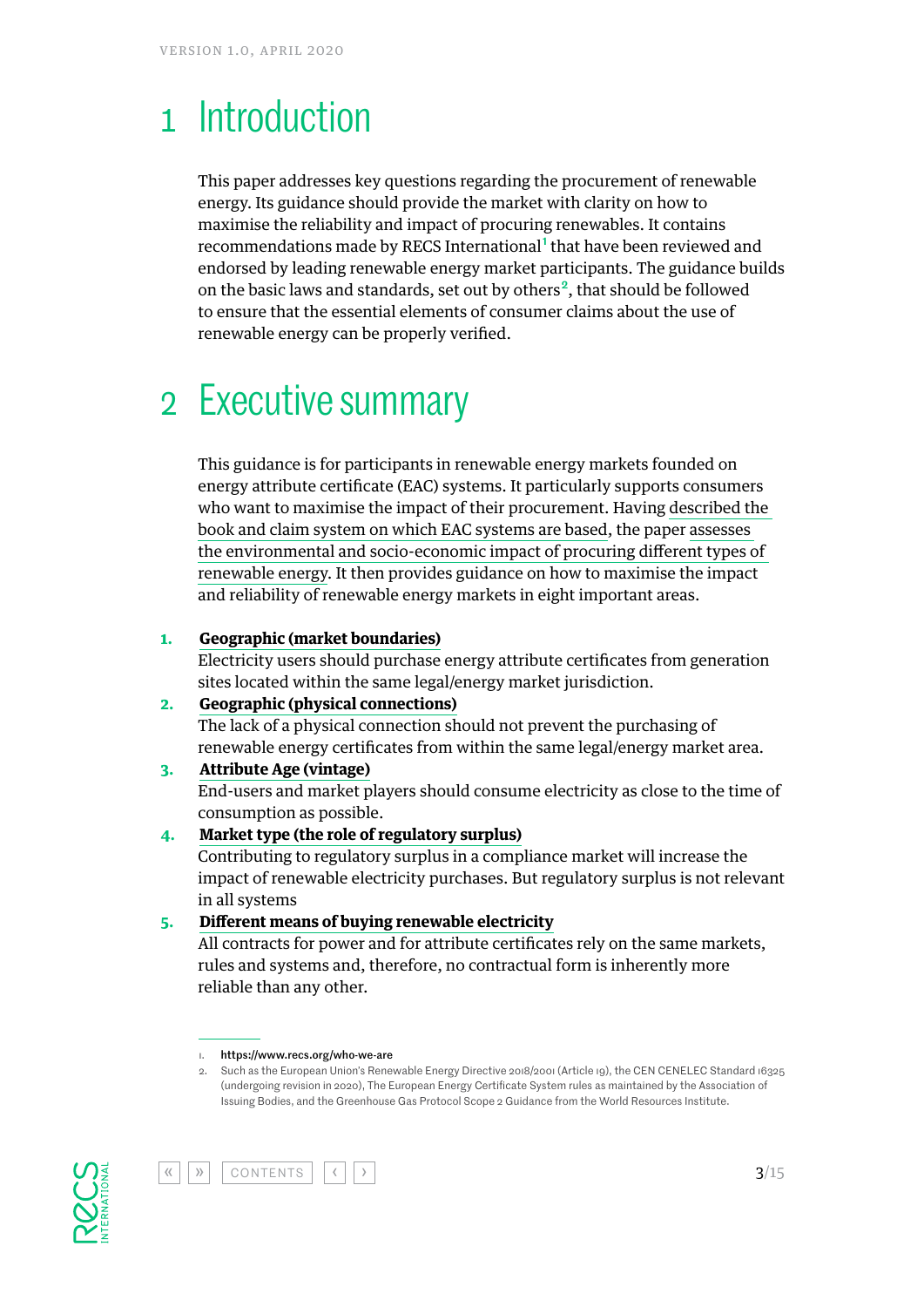# 1 Introduction

This paper addresses key questions regarding the procurement of renewable energy. Its guidance should provide the market with clarity on how to maximise the reliability and impact of procuring renewables. It contains recommendations made by RECS International[1] that have been reviewed and endorsed by leading renewable energy market participants. The guidance builds on the basic laws and standards, set out by others[2], that should be followed to ensure that the essential elements of consumer claims about the use of renewable energy can be properly verified.

# 2 Executive summary

This guidance is for participants in renewable energy markets founded on energy attribute certificate (EAC) systems. It particularly supports consumers who want to maximise the impact of their procurement. Having described the book and claim system on which EAC systems are based, the paper assesses the environmental and socio-economic impact of procuring different types of renewable energy. It then provides guidance on how to maximise the impact and reliability of renewable energy markets in eight important areas.

1. **Geographic (market boundaries)**
   Electricity users should purchase energy attribute certificates from generation sites located within the same legal/energy market jurisdiction.
2. **Geographic (physical connections)**
   The lack of a physical connection should not prevent the purchasing of renewable energy certificates from within the same legal/energy market area.
3. **Attribute Age (vintage)**
   End-users and market players should consume electricity as close to the time of consumption as possible.
4. **Market type (the role of regulatory surplus)**
   Contributing to regulatory surplus in a compliance market will increase the impact of renewable electricity purchases. But regulatory surplus is not relevant in all systems
5. **Different means of buying renewable electricity**
   All contracts for power and for attribute certificates rely on the same markets, rules and systems and, therefore, no contractual form is inherently more reliable than any other.

---

1. https://www.recs.org/who-we-are
2. Such as the European Union's Renewable Energy Directive 2018/2001 (Article 19), the CEN CENELEC Standard 16325 (undergoing revision in 2020), The European Energy Certificate System rules as maintained by the Association of Issuing Bodies, and the Greenhouse Gas Protocol Scope 2 Guidance from the World Resources Institute.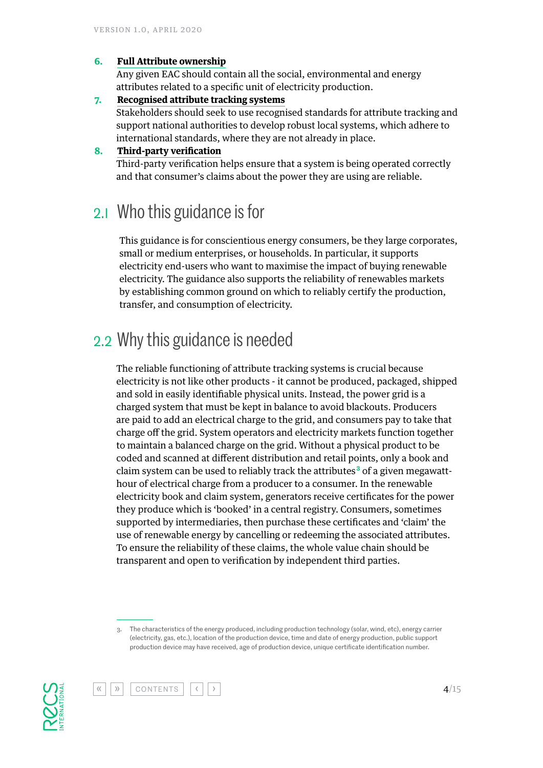6. **Full Attribute ownership**
   Any given EAC should contain all the social, environmental and energy attributes related to a specific unit of electricity production.
7. **Recognised attribute tracking systems**
   Stakeholders should seek to use recognised standards for attribute tracking and support national authorities to develop robust local systems, which adhere to international standards, where they are not already in place.
8. **Third-party verification**
   Third-party verification helps ensure that a system is being operated correctly and that consumer's claims about the power they are using are reliable.

## 2.1 Who this guidance is for

This guidance is for conscientious energy consumers, be they large corporates, small or medium enterprises, or households. In particular, it supports electricity end-users who want to maximise the impact of buying renewable electricity. The guidance also supports the reliability of renewables markets by establishing common ground on which to reliably certify the production, transfer, and consumption of electricity.

## 2.2 Why this guidance is needed

The reliable functioning of attribute tracking systems is crucial because electricity is not like other products - it cannot be produced, packaged, shipped and sold in easily identifiable physical units. Instead, the power grid is a charged system that must be kept in balance to avoid blackouts. Producers are paid to add an electrical charge to the grid, and consumers pay to take that charge off the grid. System operators and electricity markets function together to maintain a balanced charge on the grid. Without a physical product to be coded and scanned at different distribution and retail points, only a book and claim system can be used to reliably track the attributes[3] of a given megawatt-hour of electrical charge from a producer to a consumer. In the renewable electricity book and claim system, generators receive certificates for the power they produce which is 'booked' in a central registry. Consumers, sometimes supported by intermediaries, then purchase these certificates and 'claim' the use of renewable energy by cancelling or redeeming the associated attributes. To ensure the reliability of these claims, the whole value chain should be transparent and open to verification by independent third parties.

3. The characteristics of the energy produced, including production technology (solar, wind, etc), energy carrier (electricity, gas, etc.), location of the production device, time and date of energy production, public support production device may have received, age of production device, unique certificate identification number.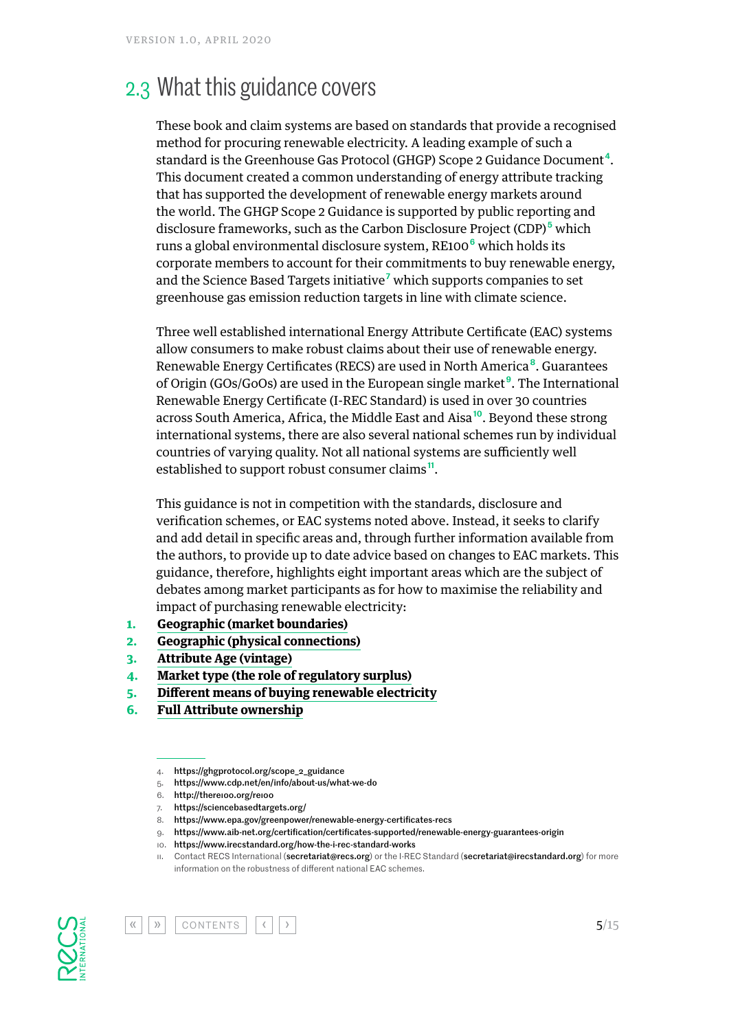## 2.3 What this guidance covers

These book and claim systems are based on standards that provide a recognised method for procuring renewable electricity. A leading example of such a standard is the Greenhouse Gas Protocol (GHGP) Scope 2 Guidance Document[4]. This document created a common understanding of energy attribute tracking that has supported the development of renewable energy markets around the world. The GHGP Scope 2 Guidance is supported by public reporting and disclosure frameworks, such as the Carbon Disclosure Project (CDP)[5] which runs a global environmental disclosure system, RE100[6] which holds its corporate members to account for their commitments to buy renewable energy, and the Science Based Targets initiative[7] which supports companies to set greenhouse gas emission reduction targets in line with climate science.

Three well established international Energy Attribute Certificate (EAC) systems allow consumers to make robust claims about their use of renewable energy. Renewable Energy Certificates (RECS) are used in North America[8]. Guarantees of Origin (GOs/GoOs) are used in the European single market[9]. The International Renewable Energy Certificate (I-REC Standard) is used in over 30 countries across South America, Africa, the Middle East and Aisa[10]. Beyond these strong international systems, there are also several national schemes run by individual countries of varying quality. Not all national systems are sufficiently well established to support robust consumer claims[11].

This guidance is not in competition with the standards, disclosure and verification schemes, or EAC systems noted above. Instead, it seeks to clarify and add detail in specific areas and, through further information available from the authors, to provide up to date advice based on changes to EAC markets. This guidance, therefore, highlights eight important areas which are the subject of debates among market participants as for how to maximise the reliability and impact of purchasing renewable electricity:

1. **Geographic (market boundaries)**
2. **Geographic (physical connections)**
3. **Attribute Age (vintage)**
4. **Market type (the role of regulatory surplus)**
5. **Different means of buying renewable electricity**
6. **Full Attribute ownership**

---

4. https://ghgprotocol.org/scope_2_guidance
5. https://www.cdp.net/en/info/about-us/what-we-do
6. http://there100.org/re100
7. https://sciencebasedtargets.org/
8. https://www.epa.gov/greenpower/renewable-energy-certificates-recs
9. https://www.aib-net.org/certification/certificates-supported/renewable-energy-guarantees-origin
10. https://www.irecstandard.org/how-the-i-rec-standard-works
11. Contact RECS International (secretariat@recs.org) or the I-REC Standard (secretariat@irecstandard.org) for more information on the robustness of different national EAC schemes.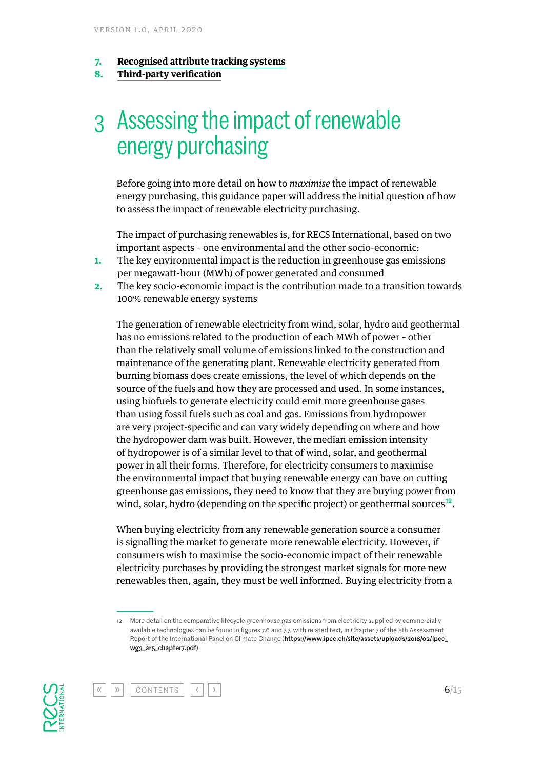7. **Recognised attribute tracking systems**
8. **Third-party verification**

# 3 Assessing the impact of renewable energy purchasing

Before going into more detail on how to *maximise* the impact of renewable energy purchasing, this guidance paper will address the initial question of how to assess the impact of renewable electricity purchasing.

The impact of purchasing renewables is, for RECS International, based on two important aspects - one environmental and the other socio-economic:

1. The key environmental impact is the reduction in greenhouse gas emissions per megawatt-hour (MWh) of power generated and consumed
2. The key socio-economic impact is the contribution made to a transition towards 100% renewable energy systems

The generation of renewable electricity from wind, solar, hydro and geothermal has no emissions related to the production of each MWh of power - other than the relatively small volume of emissions linked to the construction and maintenance of the generating plant. Renewable electricity generated from burning biomass does create emissions, the level of which depends on the source of the fuels and how they are processed and used. In some instances, using biofuels to generate electricity could emit more greenhouse gases than using fossil fuels such as coal and gas. Emissions from hydropower are very project-specific and can vary widely depending on where and how the hydropower dam was built. However, the median emission intensity of hydropower is of a similar level to that of wind, solar, and geothermal power in all their forms. Therefore, for electricity consumers to maximise the environmental impact that buying renewable energy can have on cutting greenhouse gas emissions, they need to know that they are buying power from wind, solar, hydro (depending on the specific project) or geothermal sources[12].

When buying electricity from any renewable generation source a consumer is signalling the market to generate more renewable electricity. However, if consumers wish to maximise the socio-economic impact of their renewable electricity purchases by providing the strongest market signals for more new renewables then, again, they must be well informed. Buying electricity from a

---

12. More detail on the comparative lifecycle greenhouse gas emissions from electricity supplied by commercially available technologies can be found in figures 7.6 and 7.7, with related text, in Chapter 7 of the 5th Assessment Report of the International Panel on Climate Change (**https://www.ipcc.ch/site/assets/uploads/2018/02/ipcc_wg3_ar5_chapter7.pdf**)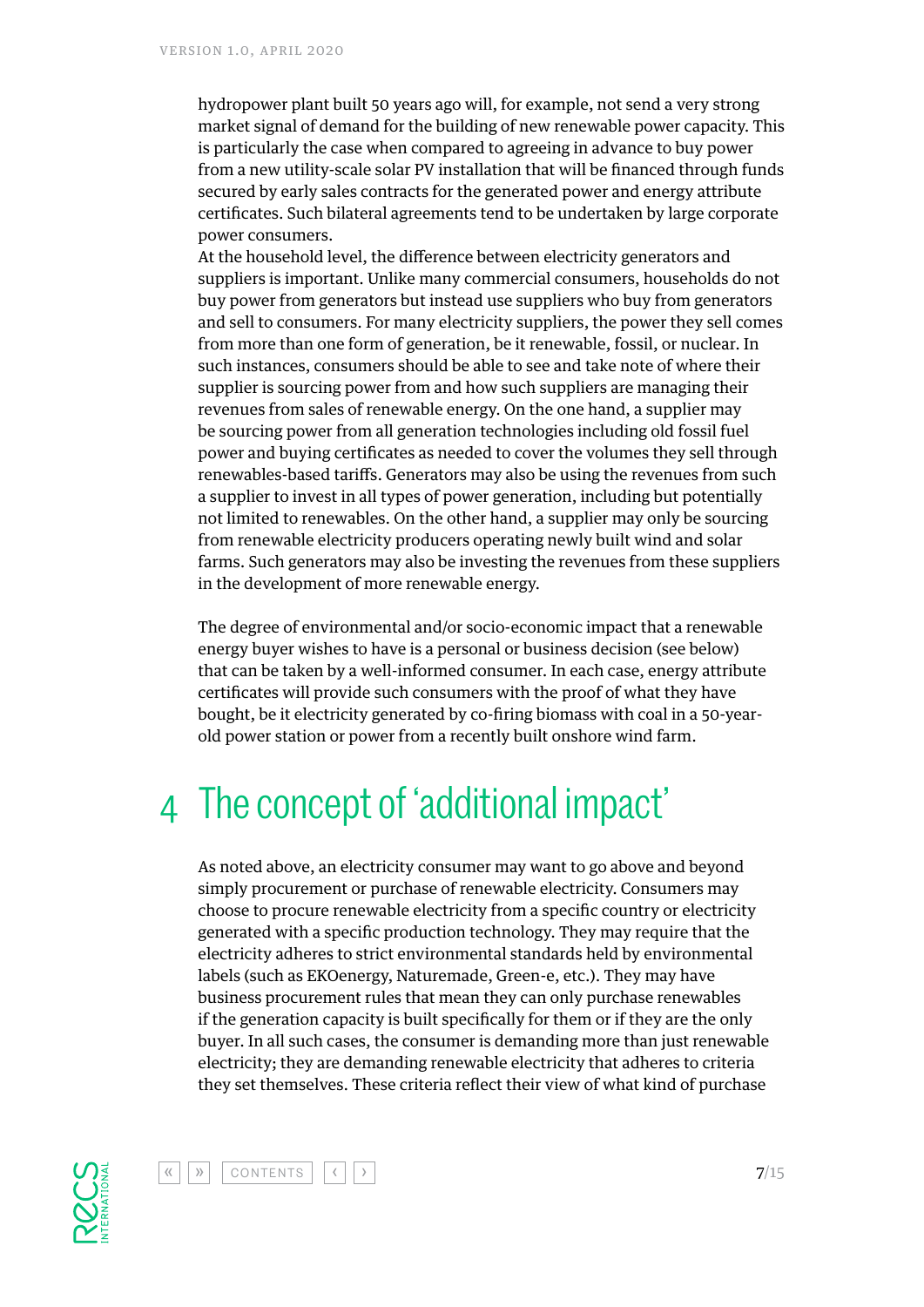hydropower plant built 50 years ago will, for example, not send a very strong market signal of demand for the building of new renewable power capacity. This is particularly the case when compared to agreeing in advance to buy power from a new utility-scale solar PV installation that will be financed through funds secured by early sales contracts for the generated power and energy attribute certificates. Such bilateral agreements tend to be undertaken by large corporate power consumers.

At the household level, the difference between electricity generators and suppliers is important. Unlike many commercial consumers, households do not buy power from generators but instead use suppliers who buy from generators and sell to consumers. For many electricity suppliers, the power they sell comes from more than one form of generation, be it renewable, fossil, or nuclear. In such instances, consumers should be able to see and take note of where their supplier is sourcing power from and how such suppliers are managing their revenues from sales of renewable energy. On the one hand, a supplier may be sourcing power from all generation technologies including old fossil fuel power and buying certificates as needed to cover the volumes they sell through renewables-based tariffs. Generators may also be using the revenues from such a supplier to invest in all types of power generation, including but potentially not limited to renewables. On the other hand, a supplier may only be sourcing from renewable electricity producers operating newly built wind and solar farms. Such generators may also be investing the revenues from these suppliers in the development of more renewable energy.

The degree of environmental and/or socio-economic impact that a renewable energy buyer wishes to have is a personal or business decision (see below) that can be taken by a well-informed consumer. In each case, energy attribute certificates will provide such consumers with the proof of what they have bought, be it electricity generated by co-firing biomass with coal in a 50-year-old power station or power from a recently built onshore wind farm.

# 4 The concept of 'additional impact'

As noted above, an electricity consumer may want to go above and beyond simply procurement or purchase of renewable electricity. Consumers may choose to procure renewable electricity from a specific country or electricity generated with a specific production technology. They may require that the electricity adheres to strict environmental standards held by environmental labels (such as EKOenergy, Naturemade, Green-e, etc.). They may have business procurement rules that mean they can only purchase renewables if the generation capacity is built specifically for them or if they are the only buyer. In all such cases, the consumer is demanding more than just renewable electricity; they are demanding renewable electricity that adheres to criteria they set themselves. These criteria reflect their view of what kind of purchase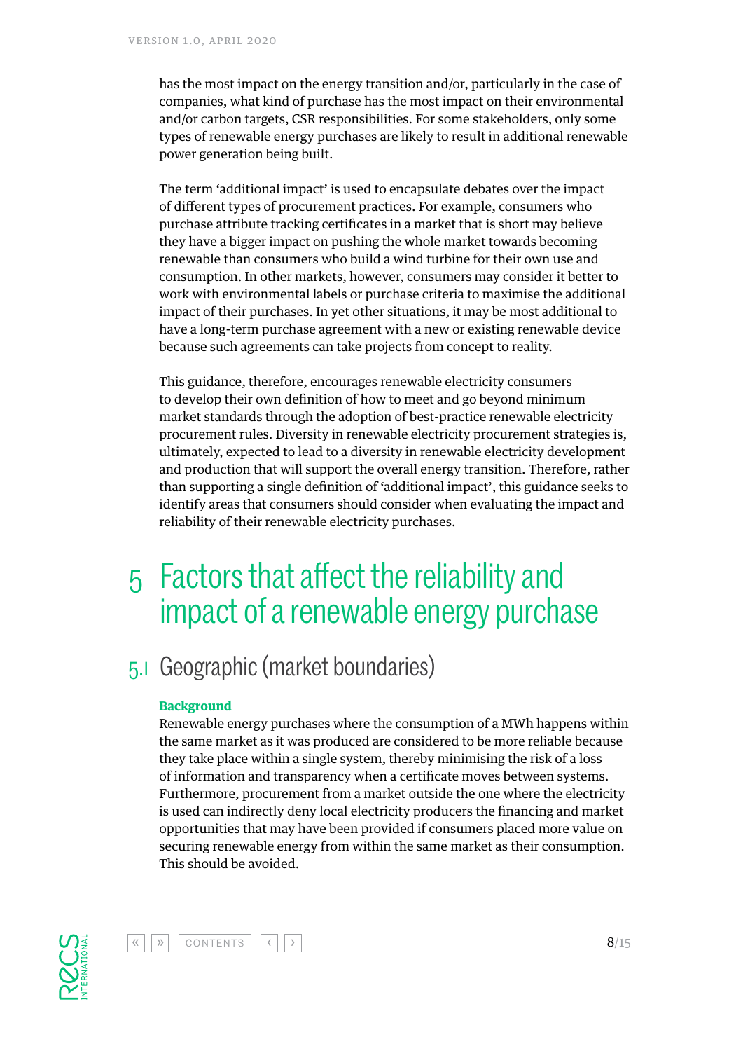has the most impact on the energy transition and/or, particularly in the case of companies, what kind of purchase has the most impact on their environmental and/or carbon targets, CSR responsibilities. For some stakeholders, only some types of renewable energy purchases are likely to result in additional renewable power generation being built.

The term 'additional impact' is used to encapsulate debates over the impact of different types of procurement practices. For example, consumers who purchase attribute tracking certificates in a market that is short may believe they have a bigger impact on pushing the whole market towards becoming renewable than consumers who build a wind turbine for their own use and consumption. In other markets, however, consumers may consider it better to work with environmental labels or purchase criteria to maximise the additional impact of their purchases. In yet other situations, it may be most additional to have a long-term purchase agreement with a new or existing renewable device because such agreements can take projects from concept to reality.

This guidance, therefore, encourages renewable electricity consumers to develop their own definition of how to meet and go beyond minimum market standards through the adoption of best-practice renewable electricity procurement rules. Diversity in renewable electricity procurement strategies is, ultimately, expected to lead to a diversity in renewable electricity development and production that will support the overall energy transition. Therefore, rather than supporting a single definition of 'additional impact', this guidance seeks to identify areas that consumers should consider when evaluating the impact and reliability of their renewable electricity purchases.

# 5 Factors that affect the reliability and impact of a renewable energy purchase

## 5.1 Geographic (market boundaries)

**Background**

Renewable energy purchases where the consumption of a MWh happens within the same market as it was produced are considered to be more reliable because they take place within a single system, thereby minimising the risk of a loss of information and transparency when a certificate moves between systems. Furthermore, procurement from a market outside the one where the electricity is used can indirectly deny local electricity producers the financing and market opportunities that may have been provided if consumers placed more value on securing renewable energy from within the same market as their consumption. This should be avoided.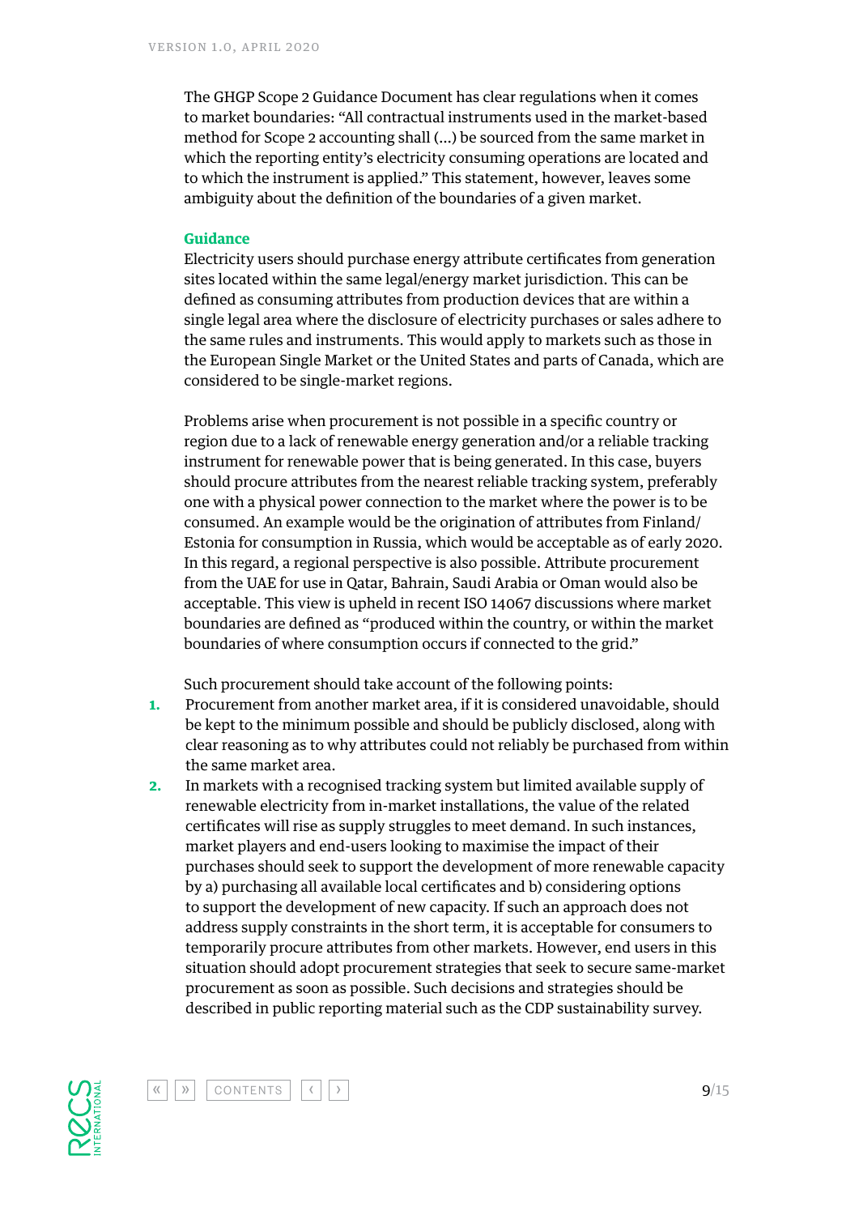The GHGP Scope 2 Guidance Document has clear regulations when it comes to market boundaries: "All contractual instruments used in the market-based method for Scope 2 accounting shall (...) be sourced from the same market in which the reporting entity's electricity consuming operations are located and to which the instrument is applied." This statement, however, leaves some ambiguity about the definition of the boundaries of a given market.

### Guidance

Electricity users should purchase energy attribute certificates from generation sites located within the same legal/energy market jurisdiction. This can be defined as consuming attributes from production devices that are within a single legal area where the disclosure of electricity purchases or sales adhere to the same rules and instruments. This would apply to markets such as those in the European Single Market or the United States and parts of Canada, which are considered to be single-market regions.

Problems arise when procurement is not possible in a specific country or region due to a lack of renewable energy generation and/or a reliable tracking instrument for renewable power that is being generated. In this case, buyers should procure attributes from the nearest reliable tracking system, preferably one with a physical power connection to the market where the power is to be consumed. An example would be the origination of attributes from Finland/Estonia for consumption in Russia, which would be acceptable as of early 2020. In this regard, a regional perspective is also possible. Attribute procurement from the UAE for use in Qatar, Bahrain, Saudi Arabia or Oman would also be acceptable. This view is upheld in recent ISO 14067 discussions where market boundaries are defined as "produced within the country, or within the market boundaries of where consumption occurs if connected to the grid."

Such procurement should take account of the following points:

1. Procurement from another market area, if it is considered unavoidable, should be kept to the minimum possible and should be publicly disclosed, along with clear reasoning as to why attributes could not reliably be purchased from within the same market area.
2. In markets with a recognised tracking system but limited available supply of renewable electricity from in-market installations, the value of the related certificates will rise as supply struggles to meet demand. In such instances, market players and end-users looking to maximise the impact of their purchases should seek to support the development of more renewable capacity by a) purchasing all available local certificates and b) considering options to support the development of new capacity. If such an approach does not address supply constraints in the short term, it is acceptable for consumers to temporarily procure attributes from other markets. However, end users in this situation should adopt procurement strategies that seek to secure same-market procurement as soon as possible. Such decisions and strategies should be described in public reporting material such as the CDP sustainability survey.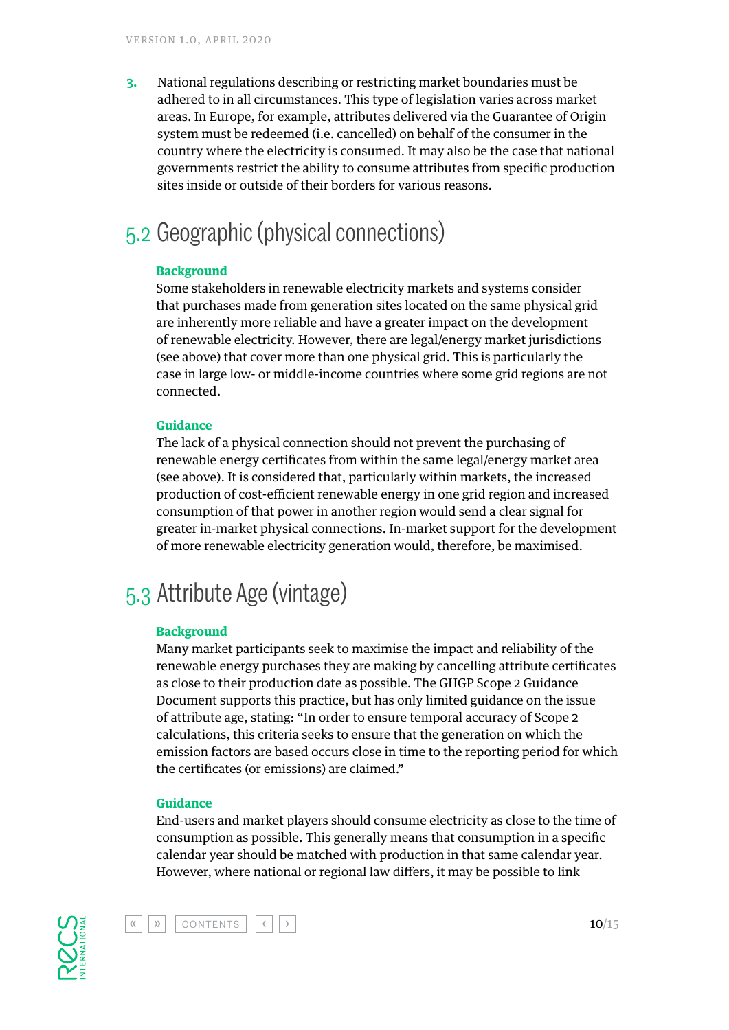3. National regulations describing or restricting market boundaries must be adhered to in all circumstances. This type of legislation varies across market areas. In Europe, for example, attributes delivered via the Guarantee of Origin system must be redeemed (i.e. cancelled) on behalf of the consumer in the country where the electricity is consumed. It may also be the case that national governments restrict the ability to consume attributes from specific production sites inside or outside of their borders for various reasons.

## 5.2 Geographic (physical connections)

**Background**

Some stakeholders in renewable electricity markets and systems consider that purchases made from generation sites located on the same physical grid are inherently more reliable and have a greater impact on the development of renewable electricity. However, there are legal/energy market jurisdictions (see above) that cover more than one physical grid. This is particularly the case in large low- or middle-income countries where some grid regions are not connected.

**Guidance**

The lack of a physical connection should not prevent the purchasing of renewable energy certificates from within the same legal/energy market area (see above). It is considered that, particularly within markets, the increased production of cost-efficient renewable energy in one grid region and increased consumption of that power in another region would send a clear signal for greater in-market physical connections. In-market support for the development of more renewable electricity generation would, therefore, be maximised.

## 5.3 Attribute Age (vintage)

**Background**

Many market participants seek to maximise the impact and reliability of the renewable energy purchases they are making by cancelling attribute certificates as close to their production date as possible. The GHGP Scope 2 Guidance Document supports this practice, but has only limited guidance on the issue of attribute age, stating: "In order to ensure temporal accuracy of Scope 2 calculations, this criteria seeks to ensure that the generation on which the emission factors are based occurs close in time to the reporting period for which the certificates (or emissions) are claimed."

**Guidance**

End-users and market players should consume electricity as close to the time of consumption as possible. This generally means that consumption in a specific calendar year should be matched with production in that same calendar year. However, where national or regional law differs, it may be possible to link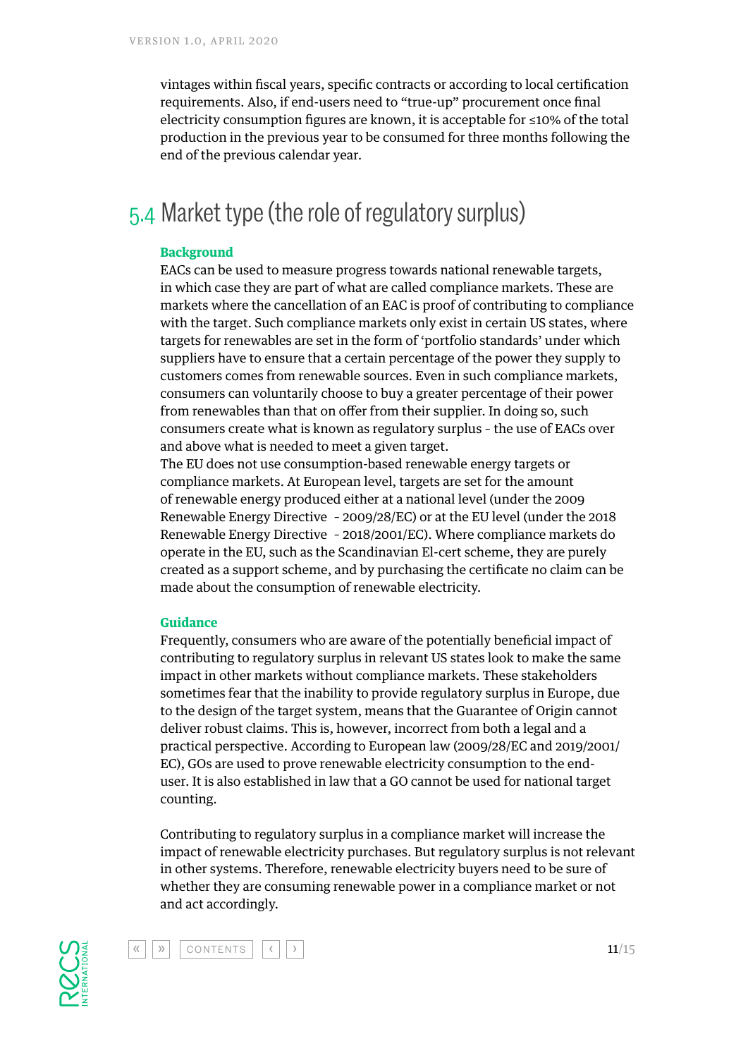vintages within fiscal years, specific contracts or according to local certification requirements. Also, if end-users need to "true-up" procurement once final electricity consumption figures are known, it is acceptable for ≤10% of the total production in the previous year to be consumed for three months following the end of the previous calendar year.

## 5.4 Market type (the role of regulatory surplus)

**Background**

EACs can be used to measure progress towards national renewable targets, in which case they are part of what are called compliance markets. These are markets where the cancellation of an EAC is proof of contributing to compliance with the target. Such compliance markets only exist in certain US states, where targets for renewables are set in the form of 'portfolio standards' under which suppliers have to ensure that a certain percentage of the power they supply to customers comes from renewable sources. Even in such compliance markets, consumers can voluntarily choose to buy a greater percentage of their power from renewables than that on offer from their supplier. In doing so, such consumers create what is known as regulatory surplus - the use of EACs over and above what is needed to meet a given target.

The EU does not use consumption-based renewable energy targets or compliance markets. At European level, targets are set for the amount of renewable energy produced either at a national level (under the 2009 Renewable Energy Directive - 2009/28/EC) or at the EU level (under the 2018 Renewable Energy Directive - 2018/2001/EC). Where compliance markets do operate in the EU, such as the Scandinavian El-cert scheme, they are purely created as a support scheme, and by purchasing the certificate no claim can be made about the consumption of renewable electricity.

**Guidance**

Frequently, consumers who are aware of the potentially beneficial impact of contributing to regulatory surplus in relevant US states look to make the same impact in other markets without compliance markets. These stakeholders sometimes fear that the inability to provide regulatory surplus in Europe, due to the design of the target system, means that the Guarantee of Origin cannot deliver robust claims. This is, however, incorrect from both a legal and a practical perspective. According to European law (2009/28/EC and 2019/2001/EC), GOs are used to prove renewable electricity consumption to the end-user. It is also established in law that a GO cannot be used for national target counting.

Contributing to regulatory surplus in a compliance market will increase the impact of renewable electricity purchases. But regulatory surplus is not relevant in other systems. Therefore, renewable electricity buyers need to be sure of whether they are consuming renewable power in a compliance market or not and act accordingly.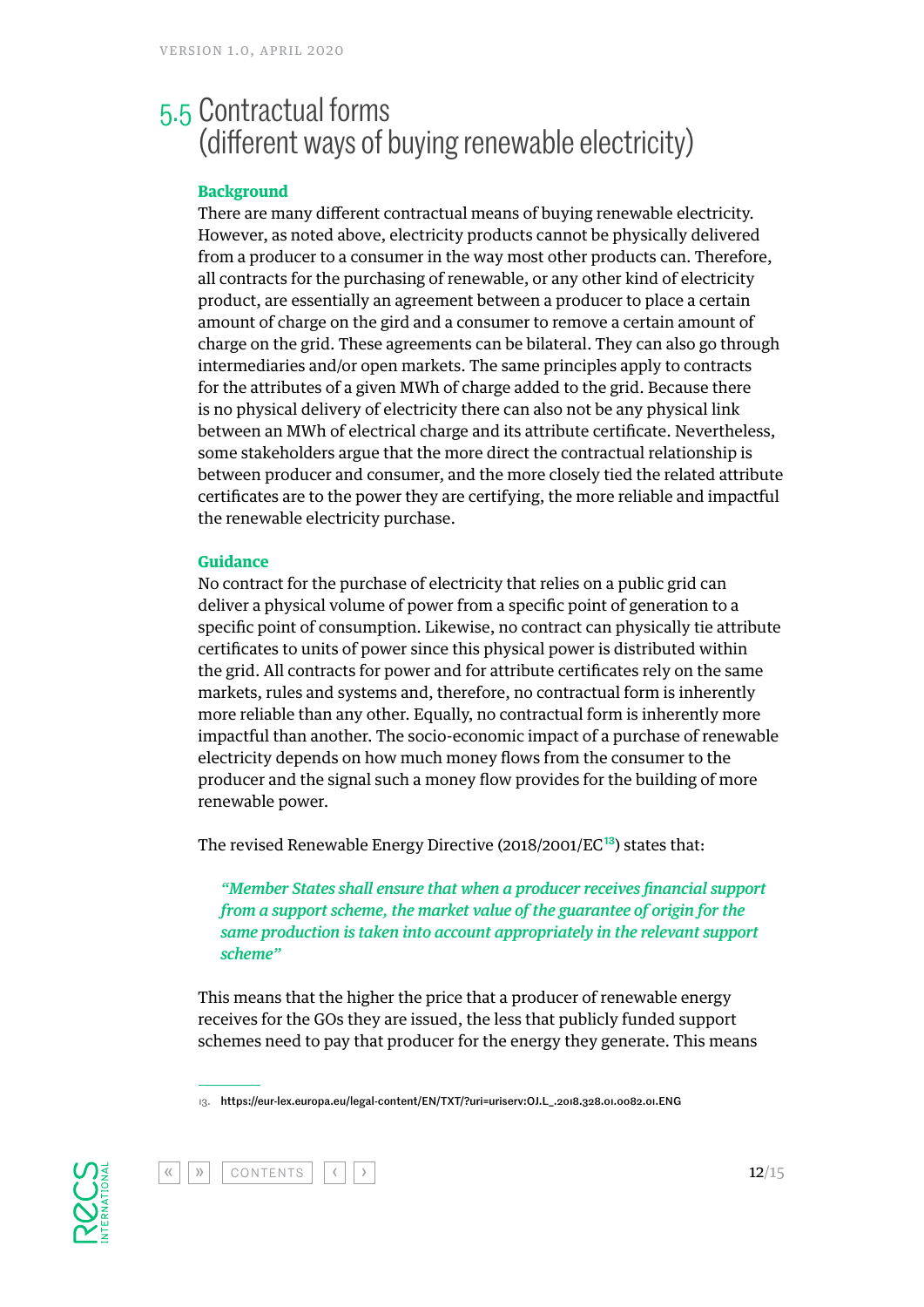## 5.5 Contractual forms (different ways of buying renewable electricity)

**Background**

There are many different contractual means of buying renewable electricity. However, as noted above, electricity products cannot be physically delivered from a producer to a consumer in the way most other products can. Therefore, all contracts for the purchasing of renewable, or any other kind of electricity product, are essentially an agreement between a producer to place a certain amount of charge on the gird and a consumer to remove a certain amount of charge on the grid. These agreements can be bilateral. They can also go through intermediaries and/or open markets. The same principles apply to contracts for the attributes of a given MWh of charge added to the grid. Because there is no physical delivery of electricity there can also not be any physical link between an MWh of electrical charge and its attribute certificate. Nevertheless, some stakeholders argue that the more direct the contractual relationship is between producer and consumer, and the more closely tied the related attribute certificates are to the power they are certifying, the more reliable and impactful the renewable electricity purchase.

**Guidance**

No contract for the purchase of electricity that relies on a public grid can deliver a physical volume of power from a specific point of generation to a specific point of consumption. Likewise, no contract can physically tie attribute certificates to units of power since this physical power is distributed within the grid. All contracts for power and for attribute certificates rely on the same markets, rules and systems and, therefore, no contractual form is inherently more reliable than any other. Equally, no contractual form is inherently more impactful than another. The socio-economic impact of a purchase of renewable electricity depends on how much money flows from the consumer to the producer and the signal such a money flow provides for the building of more renewable power.

The revised Renewable Energy Directive (2018/2001/EC[13]) states that:

> *"Member States shall ensure that when a producer receives financial support from a support scheme, the market value of the guarantee of origin for the same production is taken into account appropriately in the relevant support scheme"*

This means that the higher the price that a producer of renewable energy receives for the GOs they are issued, the less that publicly funded support schemes need to pay that producer for the energy they generate. This means

13. https://eur-lex.europa.eu/legal-content/EN/TXT/?uri=uriserv:OJ.L_.2018.328.01.0082.01.ENG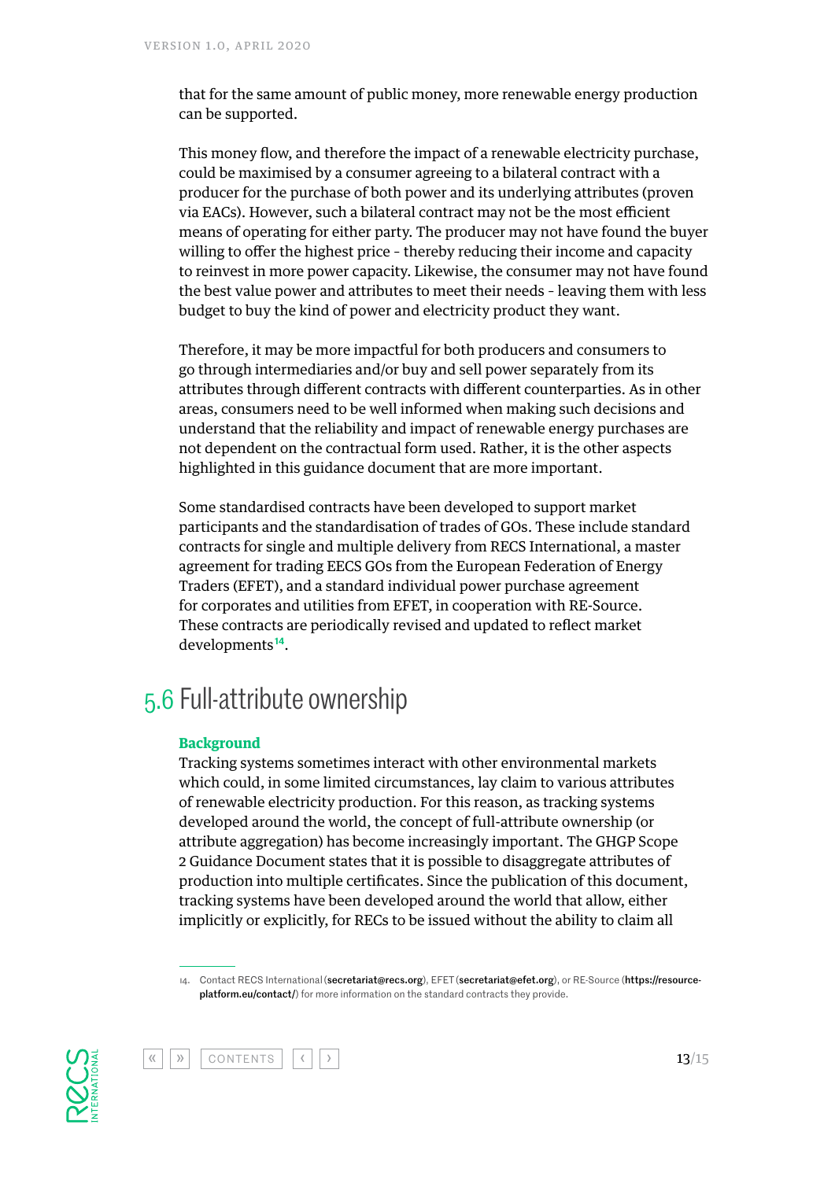that for the same amount of public money, more renewable energy production can be supported.

This money flow, and therefore the impact of a renewable electricity purchase, could be maximised by a consumer agreeing to a bilateral contract with a producer for the purchase of both power and its underlying attributes (proven via EACs). However, such a bilateral contract may not be the most efficient means of operating for either party. The producer may not have found the buyer willing to offer the highest price – thereby reducing their income and capacity to reinvest in more power capacity. Likewise, the consumer may not have found the best value power and attributes to meet their needs – leaving them with less budget to buy the kind of power and electricity product they want.

Therefore, it may be more impactful for both producers and consumers to go through intermediaries and/or buy and sell power separately from its attributes through different contracts with different counterparties. As in other areas, consumers need to be well informed when making such decisions and understand that the reliability and impact of renewable energy purchases are not dependent on the contractual form used. Rather, it is the other aspects highlighted in this guidance document that are more important.

Some standardised contracts have been developed to support market participants and the standardisation of trades of GOs. These include standard contracts for single and multiple delivery from RECS International, a master agreement for trading EECS GOs from the European Federation of Energy Traders (EFET), and a standard individual power purchase agreement for corporates and utilities from EFET, in cooperation with RE-Source. These contracts are periodically revised and updated to reflect market developments[14].

## 5.6 Full-attribute ownership

**Background**

Tracking systems sometimes interact with other environmental markets which could, in some limited circumstances, lay claim to various attributes of renewable electricity production. For this reason, as tracking systems developed around the world, the concept of full-attribute ownership (or attribute aggregation) has become increasingly important. The GHGP Scope 2 Guidance Document states that it is possible to disaggregate attributes of production into multiple certificates. Since the publication of this document, tracking systems have been developed around the world that allow, either implicitly or explicitly, for RECs to be issued without the ability to claim all

14. Contact RECS International (**secretariat@recs.org**), EFET (**secretariat@efet.org**), or RE-Source (**https://resource-platform.eu/contact/**) for more information on the standard contracts they provide.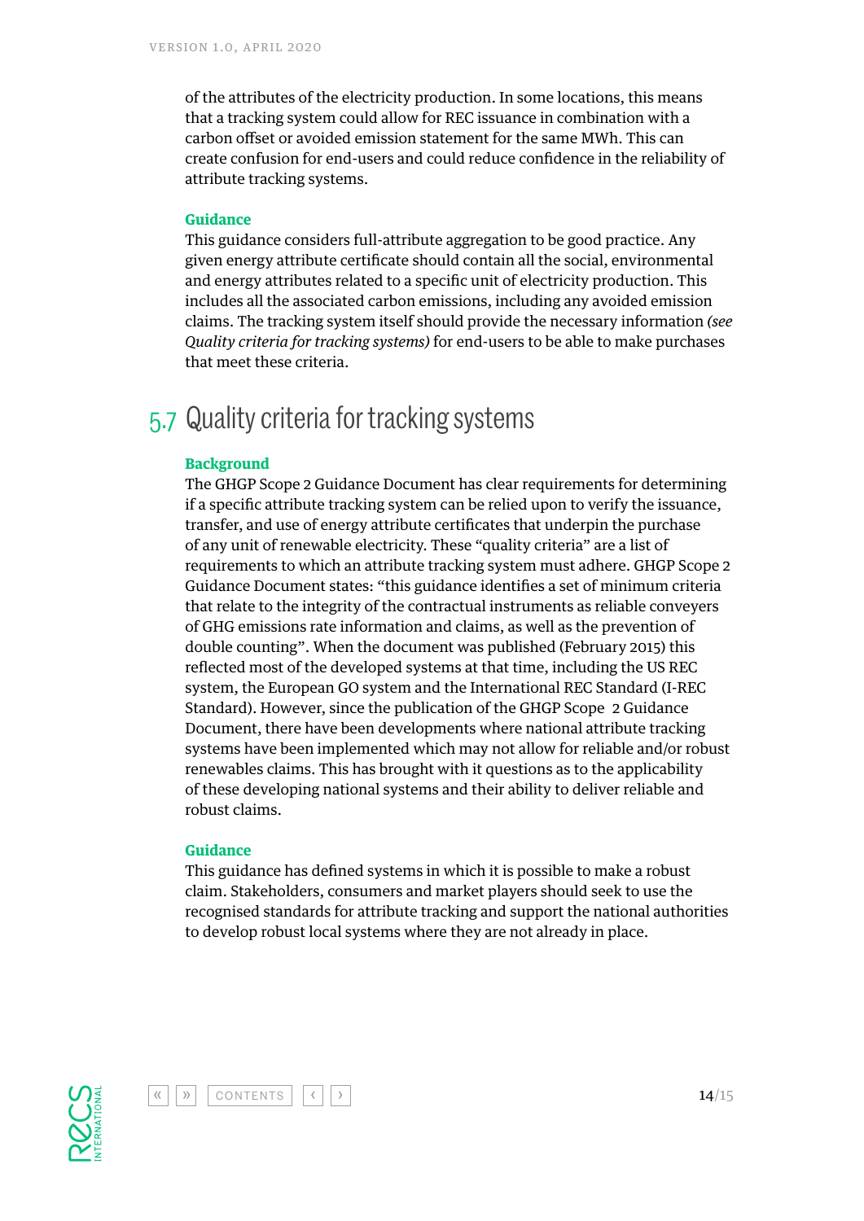of the attributes of the electricity production. In some locations, this means that a tracking system could allow for REC issuance in combination with a carbon offset or avoided emission statement for the same MWh. This can create confusion for end-users and could reduce confidence in the reliability of attribute tracking systems.

**Guidance**

This guidance considers full-attribute aggregation to be good practice. Any given energy attribute certificate should contain all the social, environmental and energy attributes related to a specific unit of electricity production. This includes all the associated carbon emissions, including any avoided emission claims. The tracking system itself should provide the necessary information *(see Quality criteria for tracking systems)* for end-users to be able to make purchases that meet these criteria.

## 5.7 Quality criteria for tracking systems

**Background**

The GHGP Scope 2 Guidance Document has clear requirements for determining if a specific attribute tracking system can be relied upon to verify the issuance, transfer, and use of energy attribute certificates that underpin the purchase of any unit of renewable electricity. These "quality criteria" are a list of requirements to which an attribute tracking system must adhere. GHGP Scope 2 Guidance Document states: "this guidance identifies a set of minimum criteria that relate to the integrity of the contractual instruments as reliable conveyers of GHG emissions rate information and claims, as well as the prevention of double counting". When the document was published (February 2015) this reflected most of the developed systems at that time, including the US REC system, the European GO system and the International REC Standard (I-REC Standard). However, since the publication of the GHGP Scope 2 Guidance Document, there have been developments where national attribute tracking systems have been implemented which may not allow for reliable and/or robust renewables claims. This has brought with it questions as to the applicability of these developing national systems and their ability to deliver reliable and robust claims.

**Guidance**

This guidance has defined systems in which it is possible to make a robust claim. Stakeholders, consumers and market players should seek to use the recognised standards for attribute tracking and support the national authorities to develop robust local systems where they are not already in place.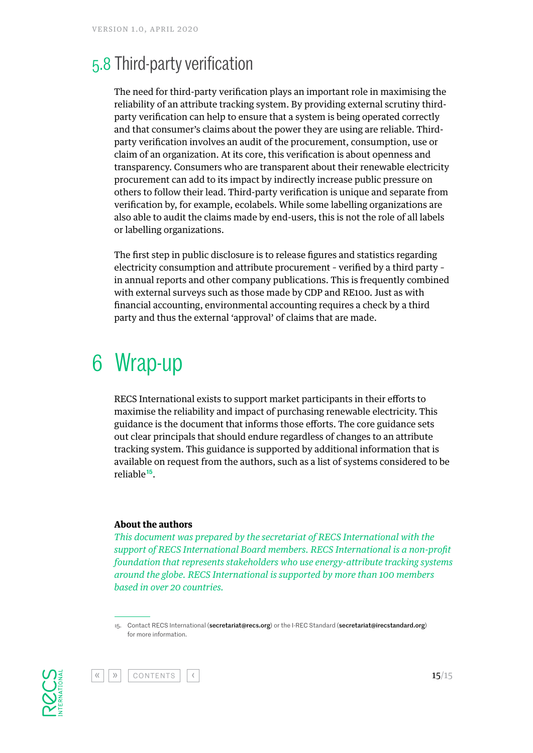## 5.8 Third-party verification

The need for third-party verification plays an important role in maximising the reliability of an attribute tracking system. By providing external scrutiny third-party verification can help to ensure that a system is being operated correctly and that consumer's claims about the power they are using are reliable. Third-party verification involves an audit of the procurement, consumption, use or claim of an organization. At its core, this verification is about openness and transparency. Consumers who are transparent about their renewable electricity procurement can add to its impact by indirectly increase public pressure on others to follow their lead. Third-party verification is unique and separate from verification by, for example, ecolabels. While some labelling organizations are also able to audit the claims made by end-users, this is not the role of all labels or labelling organizations.

The first step in public disclosure is to release figures and statistics regarding electricity consumption and attribute procurement - verified by a third party - in annual reports and other company publications. This is frequently combined with external surveys such as those made by CDP and RE100. Just as with financial accounting, environmental accounting requires a check by a third party and thus the external 'approval' of claims that are made.

# 6 Wrap-up

RECS International exists to support market participants in their efforts to maximise the reliability and impact of purchasing renewable electricity. This guidance is the document that informs those efforts. The core guidance sets out clear principals that should endure regardless of changes to an attribute tracking system. This guidance is supported by additional information that is available on request from the authors, such as a list of systems considered to be reliable[15].

**About the authors**

*This document was prepared by the secretariat of RECS International with the support of RECS International Board members. RECS International is a non-profit foundation that represents stakeholders who use energy-attribute tracking systems around the globe. RECS International is supported by more than 100 members based in over 20 countries.*

15. Contact RECS International (**secretariat@recs.org**) or the I-REC Standard (**secretariat@irecstandard.org**) for more information.